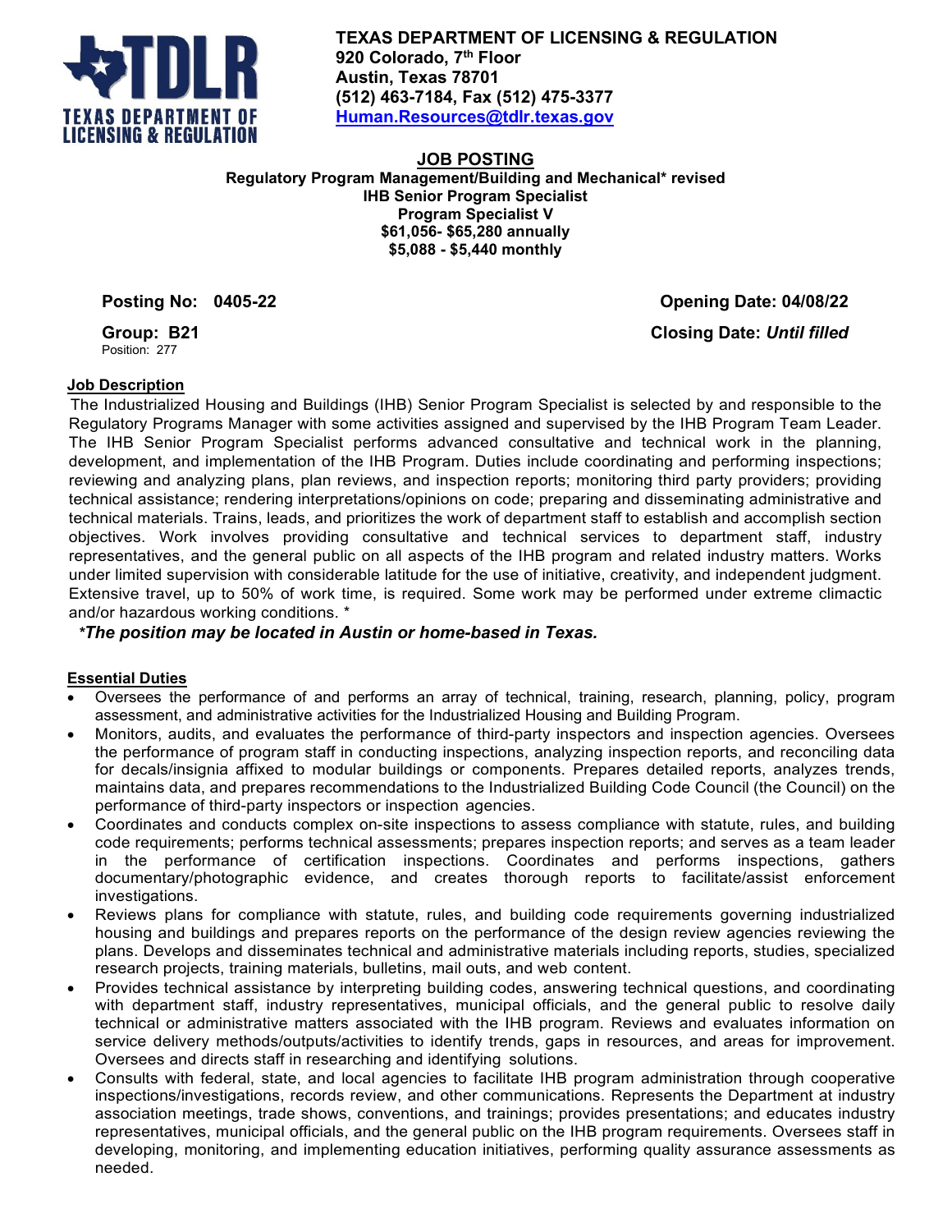**TEXAS DEPARTMENT OF LICENSING & REGULATION**
**920 Colorado, 7th Floor**
**Austin, Texas 78701**
**(512) 463-7184, Fax (512) 475-3377**
**Human.Resources@tdlr.texas.gov**

# JOB POSTING

**Regulatory Program Management/Building and Mechanical* revised**
**IHB Senior Program Specialist**
**Program Specialist V**
**$61,056- $65,280 annually**
**$5,088 - $5,440 monthly**

**Posting No: 0405-22** | **Opening Date: 04/08/22**

**Group: B21** | **Closing Date: *Until filled***

Position: 277

## Job Description

The Industrialized Housing and Buildings (IHB) Senior Program Specialist is selected by and responsible to the Regulatory Programs Manager with some activities assigned and supervised by the IHB Program Team Leader. The IHB Senior Program Specialist performs advanced consultative and technical work in the planning, development, and implementation of the IHB Program. Duties include coordinating and performing inspections; reviewing and analyzing plans, plan reviews, and inspection reports; monitoring third party providers; providing technical assistance; rendering interpretations/opinions on code; preparing and disseminating administrative and technical materials. Trains, leads, and prioritizes the work of department staff to establish and accomplish section objectives. Work involves providing consultative and technical services to department staff, industry representatives, and the general public on all aspects of the IHB program and related industry matters. Works under limited supervision with considerable latitude for the use of initiative, creativity, and independent judgment. Extensive travel, up to 50% of work time, is required. Some work may be performed under extreme climactic and/or hazardous working conditions. *

***The position may be located in Austin or home-based in Texas.***

## Essential Duties

- Oversees the performance of and performs an array of technical, training, research, planning, policy, program assessment, and administrative activities for the Industrialized Housing and Building Program.
- Monitors, audits, and evaluates the performance of third-party inspectors and inspection agencies. Oversees the performance of program staff in conducting inspections, analyzing inspection reports, and reconciling data for decals/insignia affixed to modular buildings or components. Prepares detailed reports, analyzes trends, maintains data, and prepares recommendations to the Industrialized Building Code Council (the Council) on the performance of third-party inspectors or inspection agencies.
- Coordinates and conducts complex on-site inspections to assess compliance with statute, rules, and building code requirements; performs technical assessments; prepares inspection reports; and serves as a team leader in the performance of certification inspections. Coordinates and performs inspections, gathers documentary/photographic evidence, and creates thorough reports to facilitate/assist enforcement investigations.
- Reviews plans for compliance with statute, rules, and building code requirements governing industrialized housing and buildings and prepares reports on the performance of the design review agencies reviewing the plans. Develops and disseminates technical and administrative materials including reports, studies, specialized research projects, training materials, bulletins, mail outs, and web content.
- Provides technical assistance by interpreting building codes, answering technical questions, and coordinating with department staff, industry representatives, municipal officials, and the general public to resolve daily technical or administrative matters associated with the IHB program. Reviews and evaluates information on service delivery methods/outputs/activities to identify trends, gaps in resources, and areas for improvement. Oversees and directs staff in researching and identifying solutions.
- Consults with federal, state, and local agencies to facilitate IHB program administration through cooperative inspections/investigations, records review, and other communications. Represents the Department at industry association meetings, trade shows, conventions, and trainings; provides presentations; and educates industry representatives, municipal officials, and the general public on the IHB program requirements. Oversees staff in developing, monitoring, and implementing education initiatives, performing quality assurance assessments as needed.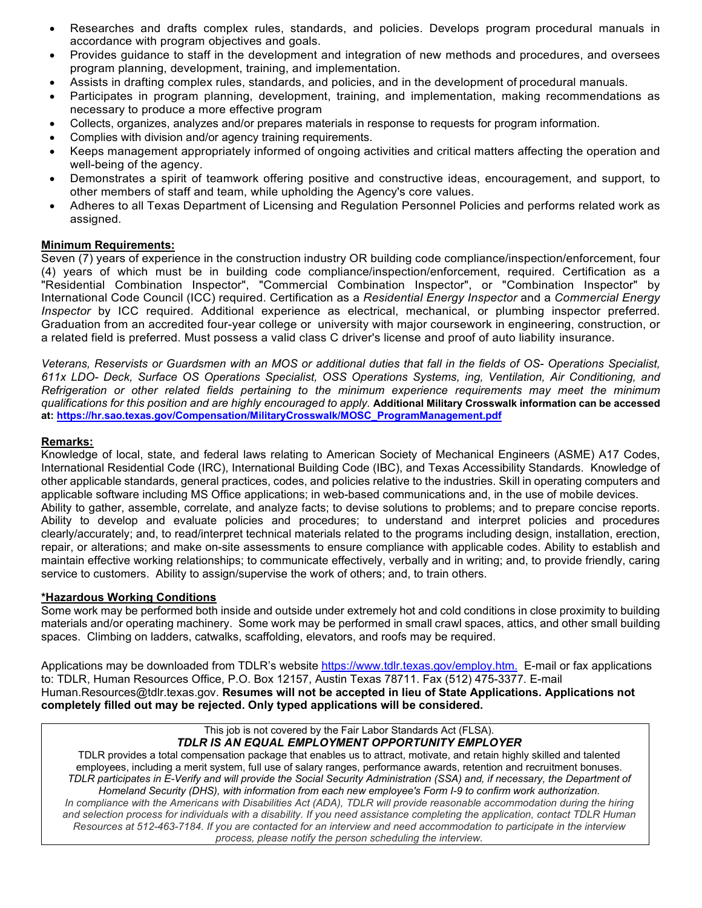- Researches and drafts complex rules, standards, and policies. Develops program procedural manuals in accordance with program objectives and goals.
- Provides guidance to staff in the development and integration of new methods and procedures, and oversees program planning, development, training, and implementation.
- Assists in drafting complex rules, standards, and policies, and in the development of procedural manuals.
- Participates in program planning, development, training, and implementation, making recommendations as necessary to produce a more effective program
- Collects, organizes, analyzes and/or prepares materials in response to requests for program information.
- Complies with division and/or agency training requirements.
- Keeps management appropriately informed of ongoing activities and critical matters affecting the operation and well-being of the agency.
- Demonstrates a spirit of teamwork offering positive and constructive ideas, encouragement, and support, to other members of staff and team, while upholding the Agency's core values.
- Adheres to all Texas Department of Licensing and Regulation Personnel Policies and performs related work as assigned.

**Minimum Requirements:**

Seven (7) years of experience in the construction industry OR building code compliance/inspection/enforcement, four (4) years of which must be in building code compliance/inspection/enforcement, required. Certification as a "Residential Combination Inspector", "Commercial Combination Inspector", or "Combination Inspector" by International Code Council (ICC) required. Certification as a *Residential Energy Inspector* and a *Commercial Energy Inspector* by ICC required. Additional experience as electrical, mechanical, or plumbing inspector preferred. Graduation from an accredited four-year college or university with major coursework in engineering, construction, or a related field is preferred. Must possess a valid class C driver's license and proof of auto liability insurance.

*Veterans, Reservists or Guardsmen with an MOS or additional duties that fall in the fields of OS- Operations Specialist, 611x LDO- Deck, Surface OS Operations Specialist, OSS Operations Systems, ing, Ventilation, Air Conditioning, and Refrigeration or other related fields pertaining to the minimum experience requirements may meet the minimum qualifications for this position and are highly encouraged to apply.* **Additional Military Crosswalk information can be accessed at: https://hr.sao.texas.gov/Compensation/MilitaryCrosswalk/MOSC_ProgramManagement.pdf**

**Remarks:**

Knowledge of local, state, and federal laws relating to American Society of Mechanical Engineers (ASME) A17 Codes, International Residential Code (IRC), International Building Code (IBC), and Texas Accessibility Standards. Knowledge of other applicable standards, general practices, codes, and policies relative to the industries. Skill in operating computers and applicable software including MS Office applications; in web-based communications and, in the use of mobile devices.
Ability to gather, assemble, correlate, and analyze facts; to devise solutions to problems; and to prepare concise reports. Ability to develop and evaluate policies and procedures; to understand and interpret policies and procedures clearly/accurately; and, to read/interpret technical materials related to the programs including design, installation, erection, repair, or alterations; and make on-site assessments to ensure compliance with applicable codes. Ability to establish and maintain effective working relationships; to communicate effectively, verbally and in writing; and, to provide friendly, caring service to customers. Ability to assign/supervise the work of others; and, to train others.

**\*Hazardous Working Conditions**

Some work may be performed both inside and outside under extremely hot and cold conditions in close proximity to building materials and/or operating machinery. Some work may be performed in small crawl spaces, attics, and other small building spaces. Climbing on ladders, catwalks, scaffolding, elevators, and roofs may be required.

Applications may be downloaded from TDLR's website https://www.tdlr.texas.gov/employ.htm. E-mail or fax applications to: TDLR, Human Resources Office, P.O. Box 12157, Austin Texas 78711. Fax (512) 475-3377. E-mail Human.Resources@tdlr.texas.gov. **Resumes will not be accepted in lieu of State Applications. Applications not completely filled out may be rejected. Only typed applications will be considered.**

This job is not covered by the Fair Labor Standards Act (FLSA).

***TDLR IS AN EQUAL EMPLOYMENT OPPORTUNITY EMPLOYER***

TDLR provides a total compensation package that enables us to attract, motivate, and retain highly skilled and talented employees, including a merit system, full use of salary ranges, performance awards, retention and recruitment bonuses.
*TDLR participates in E-Verify and will provide the Social Security Administration (SSA) and, if necessary, the Department of Homeland Security (DHS), with information from each new employee's Form I-9 to confirm work authorization.*
*In compliance with the Americans with Disabilities Act (ADA), TDLR will provide reasonable accommodation during the hiring and selection process for individuals with a disability. If you need assistance completing the application, contact TDLR Human Resources at 512-463-7184. If you are contacted for an interview and need accommodation to participate in the interview process, please notify the person scheduling the interview.*